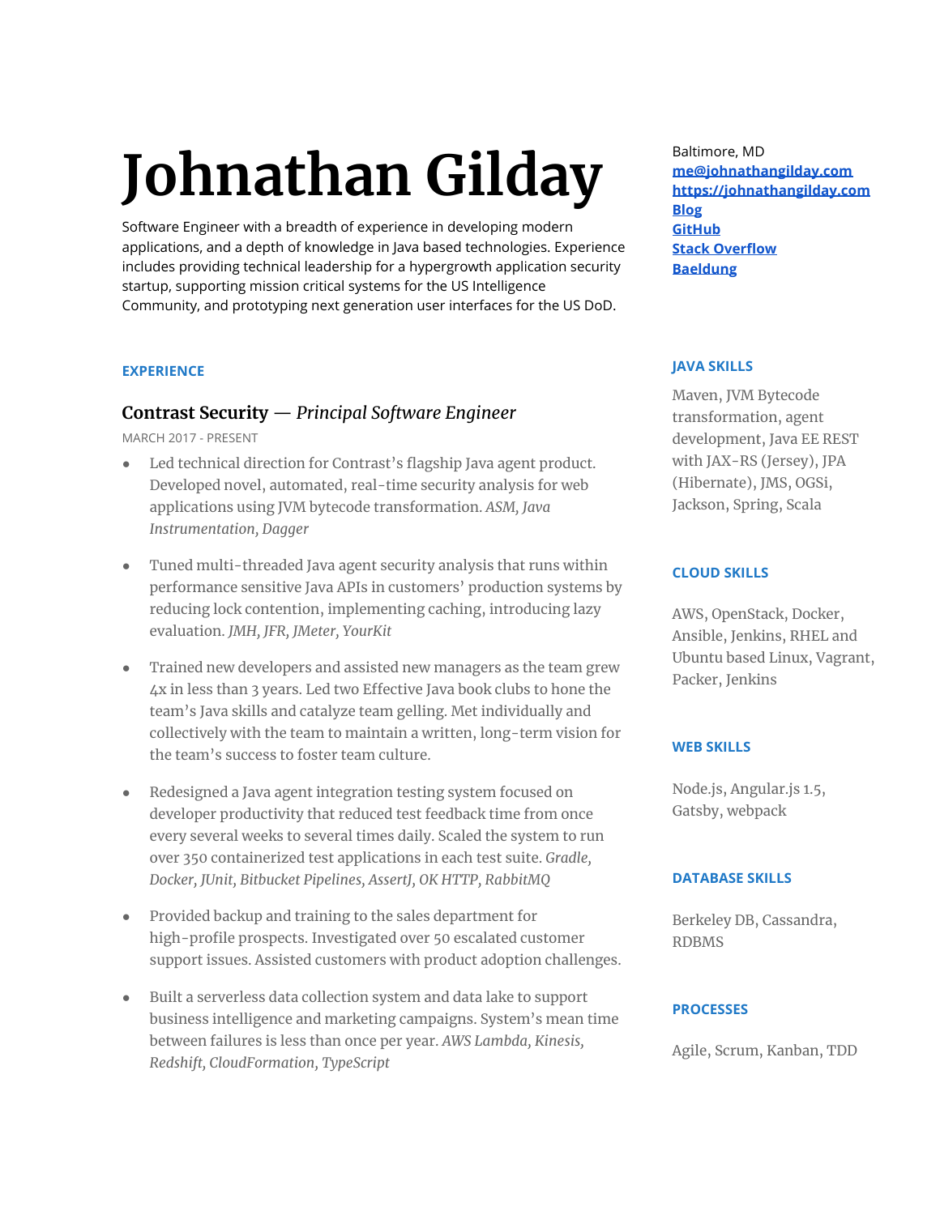# Johnathan Gilday

Software Engineer with a breadth of experience in developing modern applications, and a depth of knowledge in Java based technologies. Experience includes providing technical leadership for a hypergrowth application security startup, supporting mission critical systems for the US Intelligence Community, and prototyping next generation user interfaces for the US DoD.

Baltimore, MD
[me@johnathangilday.com](mailto:me@johnathangilday.com)
[https://johnathangilday.com](https://johnathangilday.com)
Blog
GitHub
Stack Overflow
Baeldung

## EXPERIENCE

### Contrast Security — *Principal Software Engineer*

MARCH 2017 - PRESENT

- Led technical direction for Contrast's flagship Java agent product. Developed novel, automated, real-time security analysis for web applications using JVM bytecode transformation. *ASM, Java Instrumentation, Dagger*
- Tuned multi-threaded Java agent security analysis that runs within performance sensitive Java APIs in customers' production systems by reducing lock contention, implementing caching, introducing lazy evaluation. *JMH, JFR, JMeter, YourKit*
- Trained new developers and assisted new managers as the team grew 4x in less than 3 years. Led two Effective Java book clubs to hone the team's Java skills and catalyze team gelling. Met individually and collectively with the team to maintain a written, long-term vision for the team's success to foster team culture.
- Redesigned a Java agent integration testing system focused on developer productivity that reduced test feedback time from once every several weeks to several times daily. Scaled the system to run over 350 containerized test applications in each test suite. *Gradle, Docker, JUnit, Bitbucket Pipelines, AssertJ, OK HTTP, RabbitMQ*
- Provided backup and training to the sales department for high-profile prospects. Investigated over 50 escalated customer support issues. Assisted customers with product adoption challenges.
- Built a serverless data collection system and data lake to support business intelligence and marketing campaigns. System's mean time between failures is less than once per year. *AWS Lambda, Kinesis, Redshift, CloudFormation, TypeScript*

## JAVA SKILLS

Maven, JVM Bytecode transformation, agent development, Java EE REST with JAX-RS (Jersey), JPA (Hibernate), JMS, OGSi, Jackson, Spring, Scala

## CLOUD SKILLS

AWS, OpenStack, Docker, Ansible, Jenkins, RHEL and Ubuntu based Linux, Vagrant, Packer, Jenkins

## WEB SKILLS

Node.js, Angular.js 1.5, Gatsby, webpack

## DATABASE SKILLS

Berkeley DB, Cassandra, RDBMS

## PROCESSES

Agile, Scrum, Kanban, TDD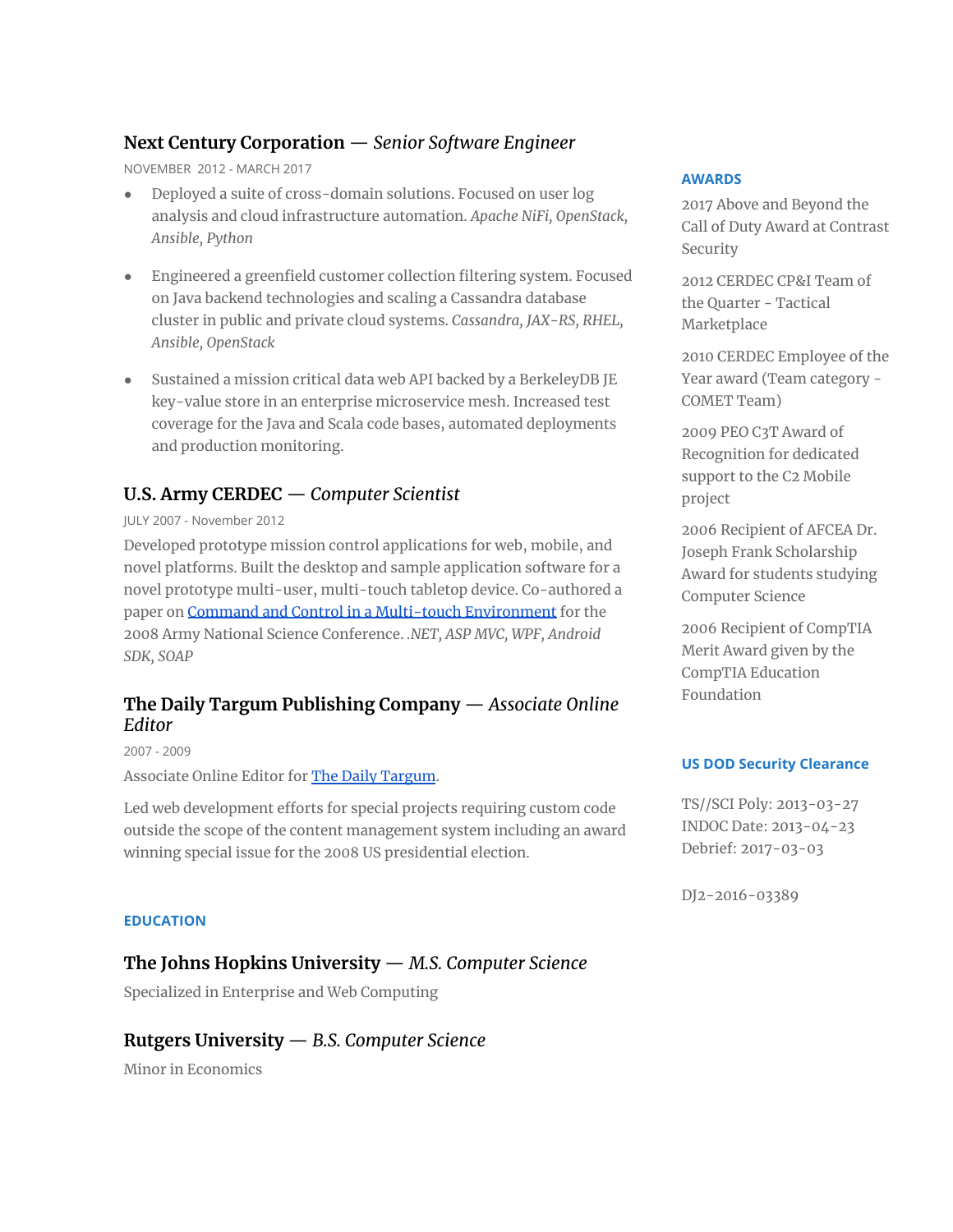### **Next Century Corporation** — *Senior Software Engineer*

NOVEMBER 2012 - MARCH 2017

- Deployed a suite of cross-domain solutions. Focused on user log analysis and cloud infrastructure automation. *Apache NiFi, OpenStack, Ansible, Python*
- Engineered a greenfield customer collection filtering system. Focused on Java backend technologies and scaling a Cassandra database cluster in public and private cloud systems. *Cassandra, JAX-RS, RHEL, Ansible, OpenStack*
- Sustained a mission critical data web API backed by a BerkeleyDB JE key-value store in an enterprise microservice mesh. Increased test coverage for the Java and Scala code bases, automated deployments and production monitoring.

### **U.S. Army CERDEC** — *Computer Scientist*

JULY 2007 - November 2012

Developed prototype mission control applications for web, mobile, and novel platforms. Built the desktop and sample application software for a novel prototype multi-user, multi-touch tabletop device. Co-authored a paper on [Command and Control in a Multi-touch Environment]() for the 2008 Army National Science Conference. *.NET, ASP MVC, WPF, Android SDK, SOAP*

### **The Daily Targum Publishing Company** — *Associate Online Editor*

2007 - 2009

Associate Online Editor for [The Daily Targum]().

Led web development efforts for special projects requiring custom code outside the scope of the content management system including an award winning special issue for the 2008 US presidential election.

## EDUCATION

### **The Johns Hopkins University** — *M.S. Computer Science*

Specialized in Enterprise and Web Computing

### **Rutgers University** — *B.S. Computer Science*

Minor in Economics

## AWARDS

2017 Above and Beyond the Call of Duty Award at Contrast Security

2012 CERDEC CP&I Team of the Quarter - Tactical Marketplace

2010 CERDEC Employee of the Year award (Team category - COMET Team)

2009 PEO C3T Award of Recognition for dedicated support to the C2 Mobile project

2006 Recipient of AFCEA Dr. Joseph Frank Scholarship Award for students studying Computer Science

2006 Recipient of CompTIA Merit Award given by the CompTIA Education Foundation

## US DOD Security Clearance

TS//SCI Poly: 2013-03-27
INDOC Date: 2013-04-23
Debrief: 2017-03-03

DJ2-2016-03389